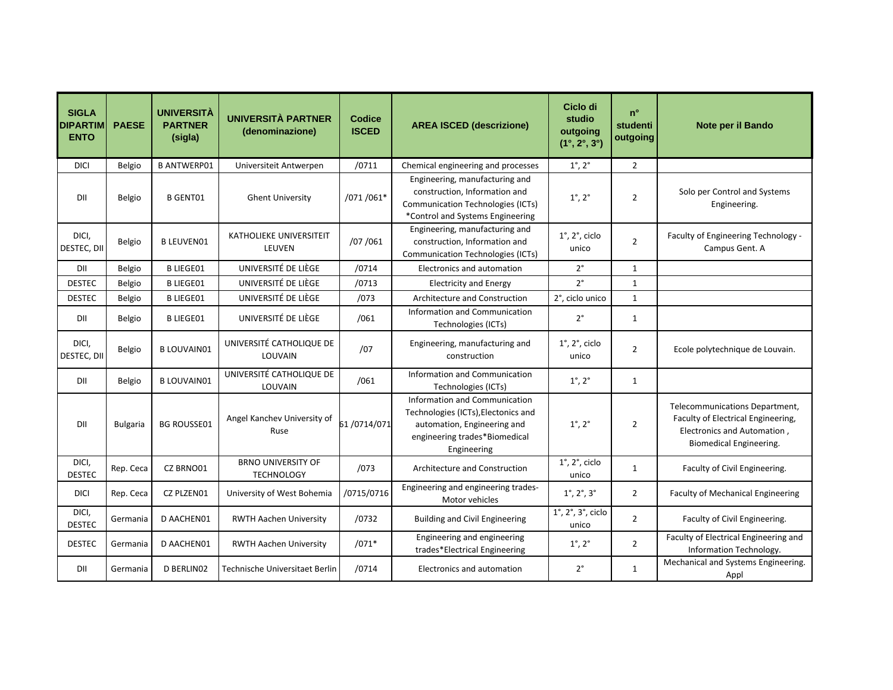| SIGLA DIPARTIMENTO | PAESE | UNIVERSITÀ PARTNER (sigla) | UNIVERSITÀ PARTNER (denominazione) | Codice ISCED | AREA ISCED (descrizione) | Ciclo di studio outgoing (1°, 2°, 3°) | n° studenti outgoing | Note per il Bando |
|---|---|---|---|---|---|---|---|---|
| DICI | Belgio | B ANTWERP01 | Universiteit Antwerpen | /0711 | Chemical engineering and processes | 1°, 2° | 2 | |
| DII | Belgio | B GENT01 | Ghent University | /071 /061* | Engineering, manufacturing and construction, Information and Communication Technologies (ICTs) *Control and Systems Engineering | 1°, 2° | 2 | Solo per Control and Systems Engineering. |
| DICI, DESTEC, DII | Belgio | B LEUVEN01 | KATHOLIEKE UNIVERSITEIT LEUVEN | /07 /061 | Engineering, manufacturing and construction, Information and Communication Technologies (ICTs) | 1°, 2°, ciclo unico | 2 | Faculty of Engineering Technology - Campus Gent. A |
| DII | Belgio | B LIEGE01 | UNIVERSITÉ DE LIÈGE | /0714 | Electronics and automation | 2° | 1 | |
| DESTEC | Belgio | B LIEGE01 | UNIVERSITÉ DE LIÈGE | /0713 | Electricity and Energy | 2° | 1 | |
| DESTEC | Belgio | B LIEGE01 | UNIVERSITÉ DE LIÈGE | /073 | Architecture and Construction | 2°, ciclo unico | 1 | |
| DII | Belgio | B LIEGE01 | UNIVERSITÉ DE LIÈGE | /061 | Information and Communication Technologies (ICTs) | 2° | 1 | |
| DICI, DESTEC, DII | Belgio | B LOUVAIN01 | UNIVERSITÉ CATHOLIQUE DE LOUVAIN | /07 | Engineering, manufacturing and construction | 1°, 2°, ciclo unico | 2 | Ecole polytechnique de Louvain. |
| DII | Belgio | B LOUVAIN01 | UNIVERSITÉ CATHOLIQUE DE LOUVAIN | /061 | Information and Communication Technologies (ICTs) | 1°, 2° | 1 | |
| DII | Bulgaria | BG ROUSSE01 | Angel Kanchev University of Ruse | 61 /0714/071 | Information and Communication Technologies (ICTs),Electonics and automation, Engineering and engineering trades*Biomedical Engineering | 1°, 2° | 2 | Telecommunications Department, Faculty of Electrical Engineering, Electronics and Automation , Biomedical Engineering. |
| DICI, DESTEC | Rep. Ceca | CZ BRNO01 | BRNO UNIVERSITY OF TECHNOLOGY | /073 | Architecture and Construction | 1°, 2°, ciclo unico | 1 | Faculty of Civil Engineering. |
| DICI | Rep. Ceca | CZ PLZEN01 | University of West Bohemia | /0715/0716 | Engineering and engineering trades- Motor vehicles | 1°, 2°, 3° | 2 | Faculty of Mechanical Engineering |
| DICI, DESTEC | Germania | D AACHEN01 | RWTH Aachen University | /0732 | Building and Civil Engineering | 1°, 2°, 3°, ciclo unico | 2 | Faculty of Civil Engineering. |
| DESTEC | Germania | D AACHEN01 | RWTH Aachen University | /071* | Engineering and engineering trades*Electrical Engineering | 1°, 2° | 2 | Faculty of Electrical Engineering and Information Technology. |
| DII | Germania | D BERLIN02 | Technische Universitaet Berlin | /0714 | Electronics and automation | 2° | 1 | Mechanical and Systems Engineering. Appl |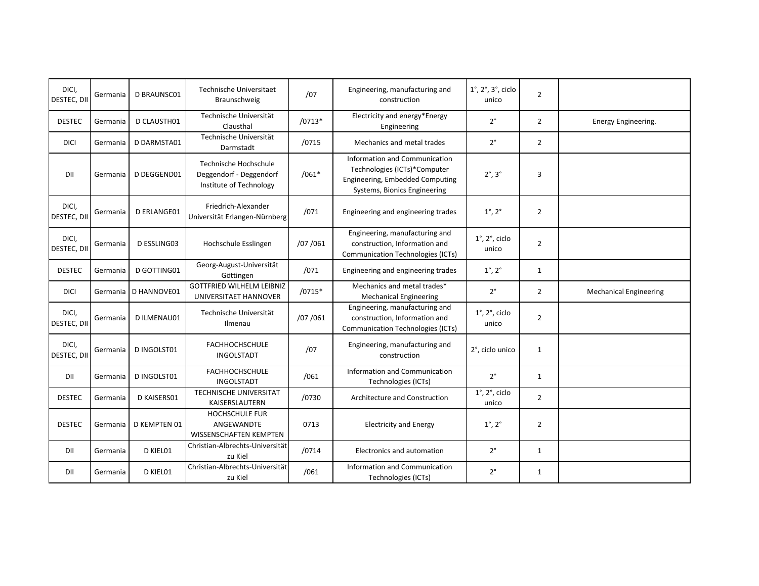| DICI, DESTEC, DII | Germania | D BRAUNSC01 | Technische Universitaet Braunschweig | /07 | Engineering, manufacturing and construction | 1°, 2°, 3°, ciclo unico | 2 | |
|---|---|---|---|---|---|---|---|---|
| DESTEC | Germania | D CLAUSTH01 | Technische Universität Clausthal | /0713* | Electricity and energy*Energy Engineering | 2° | 2 | Energy Engineering. |
| DICI | Germania | D DARMSTA01 | Technische Universität Darmstadt | /0715 | Mechanics and metal trades | 2° | 2 | |
| DII | Germania | D DEGGEND01 | Technische Hochschule Deggendorf - Deggendorf Institute of Technology | /061* | Information and Communication Technologies (ICTs)*Computer Engineering, Embedded Computing Systems, Bionics Engineering | 2°, 3° | 3 | |
| DICI, DESTEC, DII | Germania | D ERLANGE01 | Friedrich-Alexander Universität Erlangen-Nürnberg | /071 | Engineering and engineering trades | 1°, 2° | 2 | |
| DICI, DESTEC, DII | Germania | D ESSLING03 | Hochschule Esslingen | /07 /061 | Engineering, manufacturing and construction, Information and Communication Technologies (ICTs) | 1°, 2°, ciclo unico | 2 | |
| DESTEC | Germania | D GOTTING01 | Georg-August-Universität Göttingen | /071 | Engineering and engineering trades | 1°, 2° | 1 | |
| DICI | Germania | D HANNOVE01 | GOTTFRIED WILHELM LEIBNIZ UNIVERSITAET HANNOVER | /0715* | Mechanics and metal trades* Mechanical Engineering | 2° | 2 | Mechanical Engineering |
| DICI, DESTEC, DII | Germania | D ILMENAU01 | Technische Universität Ilmenau | /07 /061 | Engineering, manufacturing and construction, Information and Communication Technologies (ICTs) | 1°, 2°, ciclo unico | 2 | |
| DICI, DESTEC, DII | Germania | D INGOLST01 | FACHHOCHSCHULE INGOLSTADT | /07 | Engineering, manufacturing and construction | 2°, ciclo unico | 1 | |
| DII | Germania | D INGOLST01 | FACHHOCHSCHULE INGOLSTADT | /061 | Information and Communication Technologies (ICTs) | 2° | 1 | |
| DESTEC | Germania | D KAISERS01 | TECHNISCHE UNIVERSITAT KAISERSLAUTERN | /0730 | Architecture and Construction | 1°, 2°, ciclo unico | 2 | |
| DESTEC | Germania | D KEMPTEN 01 | HOCHSCHULE FUR ANGEWANDTE WISSENSCHAFTEN KEMPTEN | 0713 | Electricity and Energy | 1°, 2° | 2 | |
| DII | Germania | D KIEL01 | Christian-Albrechts-Universität zu Kiel | /0714 | Electronics and automation | 2° | 1 | |
| DII | Germania | D KIEL01 | Christian-Albrechts-Universität zu Kiel | /061 | Information and Communication Technologies (ICTs) | 2° | 1 | |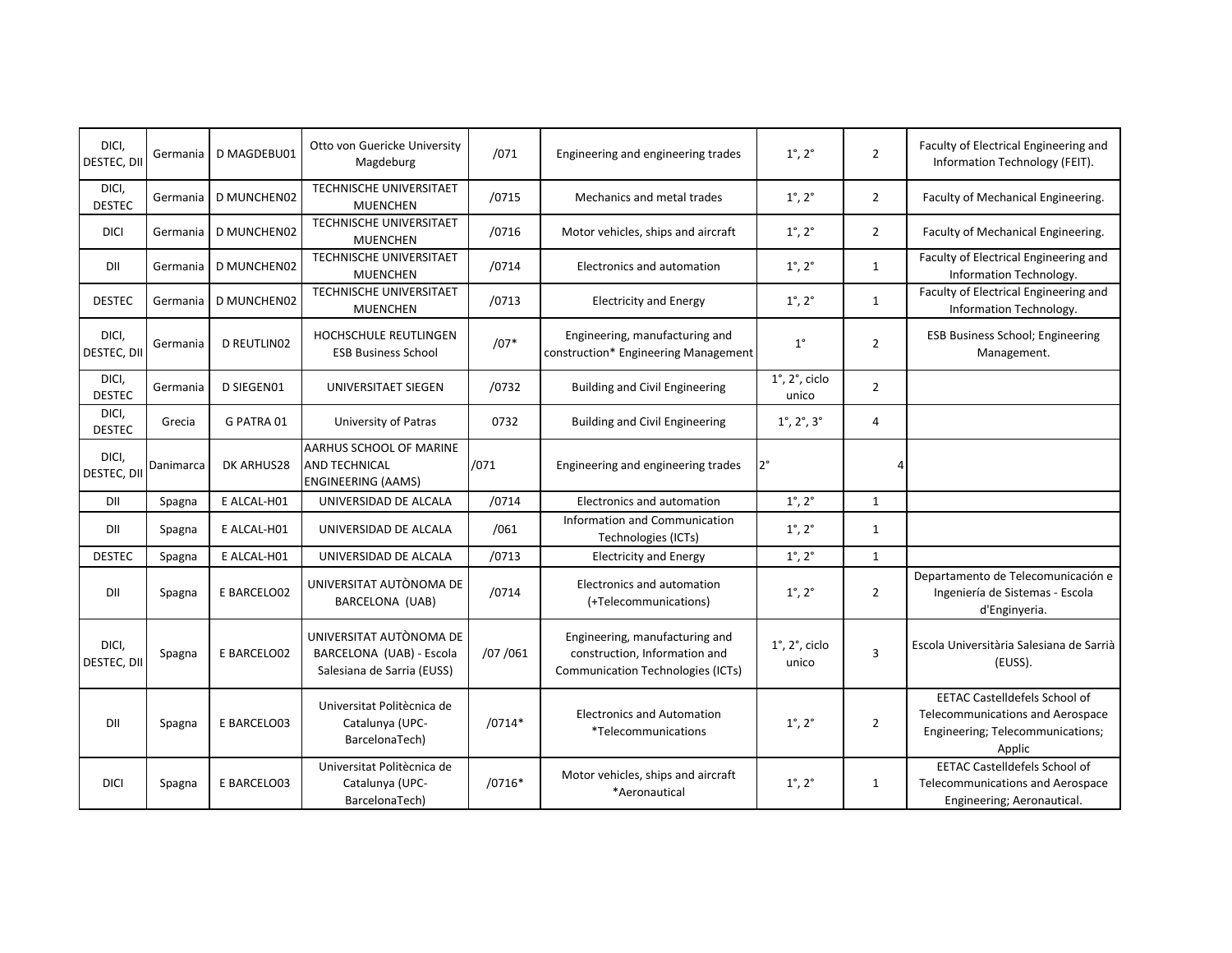| DICI, DESTEC, DII | Germania | D MAGDEBU01 | Otto von Guericke University Magdeburg | /071 | Engineering and engineering trades | 1°, 2° | 2 | Faculty of Electrical Engineering and Information Technology (FEIT). |
|---|---|---|---|---|---|---|---|---|
| DICI, DESTEC | Germania | D MUNCHEN02 | TECHNISCHE UNIVERSITAET MUENCHEN | /0715 | Mechanics and metal trades | 1°, 2° | 2 | Faculty of Mechanical Engineering. |
| DICI | Germania | D MUNCHEN02 | TECHNISCHE UNIVERSITAET MUENCHEN | /0716 | Motor vehicles, ships and aircraft | 1°, 2° | 2 | Faculty of Mechanical Engineering. |
| DII | Germania | D MUNCHEN02 | TECHNISCHE UNIVERSITAET MUENCHEN | /0714 | Electronics and automation | 1°, 2° | 1 | Faculty of Electrical Engineering and Information Technology. |
| DESTEC | Germania | D MUNCHEN02 | TECHNISCHE UNIVERSITAET MUENCHEN | /0713 | Electricity and Energy | 1°, 2° | 1 | Faculty of Electrical Engineering and Information Technology. |
| DICI, DESTEC, DII | Germania | D REUTLIN02 | HOCHSCHULE REUTLINGEN ESB Business School | /07* | Engineering, manufacturing and construction* Engineering Management | 1° | 2 | ESB Business School; Engineering Management. |
| DICI, DESTEC | Germania | D SIEGEN01 | UNIVERSITAET SIEGEN | /0732 | Building and Civil Engineering | 1°, 2°, ciclo unico | 2 | |
| DICI, DESTEC | Grecia | G PATRA 01 | University of Patras | 0732 | Building and Civil Engineering | 1°, 2°, 3° | 4 | |
| DICI, DESTEC, DII | Danimarca | DK ARHUS28 | AARHUS SCHOOL OF MARINE AND TECHNICAL ENGINEERING (AAMS) | /071 | Engineering and engineering trades | 2° | 4 | |
| DII | Spagna | E ALCAL-H01 | UNIVERSIDAD DE ALCALA | /0714 | Electronics and automation | 1°, 2° | 1 | |
| DII | Spagna | E ALCAL-H01 | UNIVERSIDAD DE ALCALA | /061 | Information and Communication Technologies (ICTs) | 1°, 2° | 1 | |
| DESTEC | Spagna | E ALCAL-H01 | UNIVERSIDAD DE ALCALA | /0713 | Electricity and Energy | 1°, 2° | 1 | |
| DII | Spagna | E BARCELO02 | UNIVERSITAT AUTÒNOMA DE BARCELONA (UAB) | /0714 | Electronics and automation (+Telecommunications) | 1°, 2° | 2 | Departamento de Telecomunicación e Ingeniería de Sistemas - Escola d'Enginyeria. |
| DICI, DESTEC, DII | Spagna | E BARCELO02 | UNIVERSITAT AUTÒNOMA DE BARCELONA (UAB) - Escola Salesiana de Sarria (EUSS) | /07 /061 | Engineering, manufacturing and construction, Information and Communication Technologies (ICTs) | 1°, 2°, ciclo unico | 3 | Escola Universitària Salesiana de Sarrià (EUSS). |
| DII | Spagna | E BARCELO03 | Universitat Politècnica de Catalunya (UPC-BarcelonaTech) | /0714* | Electronics and Automation *Telecommunications | 1°, 2° | 2 | EETAC Castelldefels School of Telecommunications and Aerospace Engineering; Telecommunications; Applic |
| DICI | Spagna | E BARCELO03 | Universitat Politècnica de Catalunya (UPC-BarcelonaTech) | /0716* | Motor vehicles, ships and aircraft *Aeronautical | 1°, 2° | 1 | EETAC Castelldefels School of Telecommunications and Aerospace Engineering; Aeronautical. |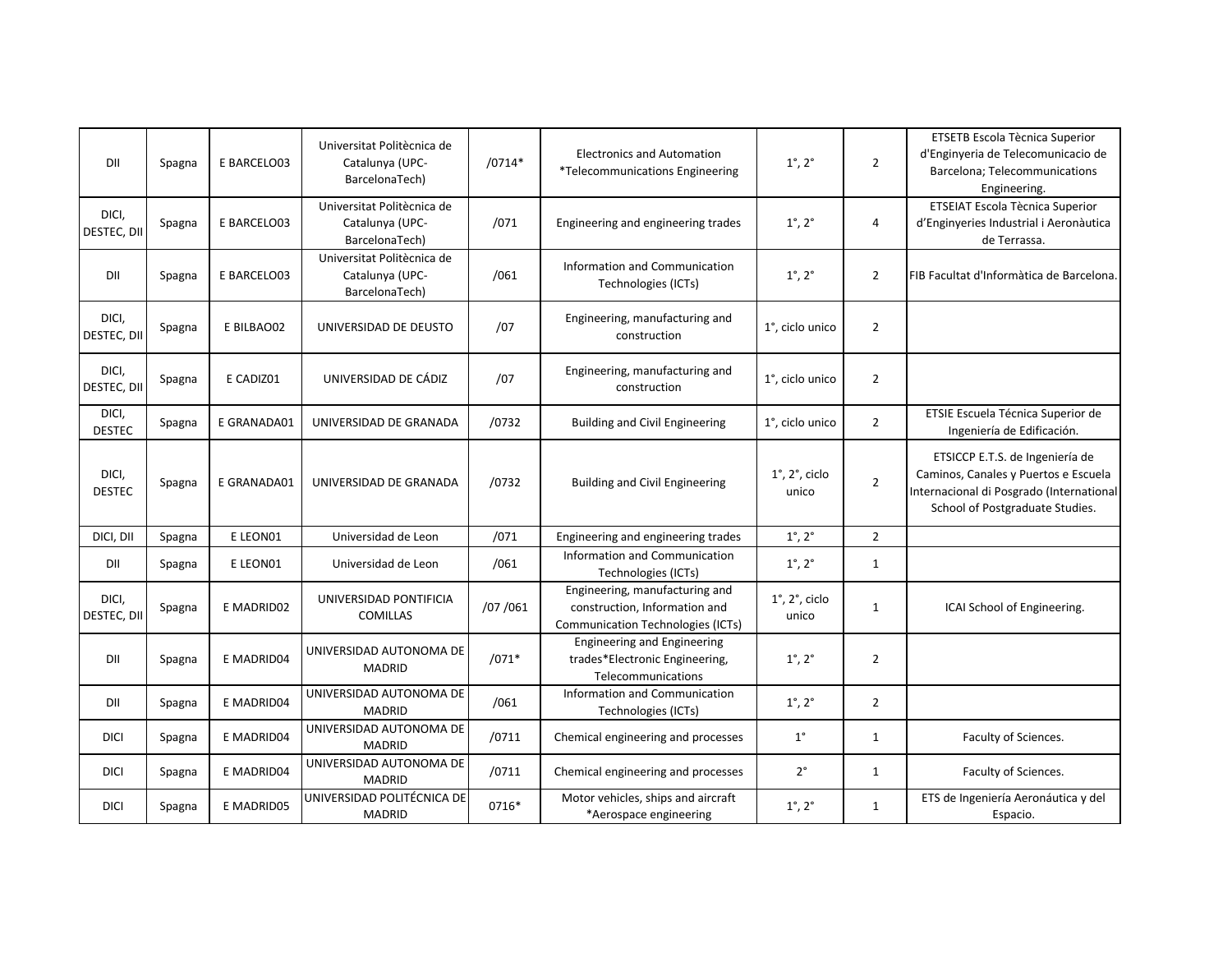| DII | Spagna | E BARCELO03 | Universitat Politècnica de Catalunya (UPC-BarcelonaTech) | /0714* | Electronics and Automation *Telecommunications Engineering | 1°, 2° | 2 | ETSETB Escola Tècnica Superior d'Enginyeria de Telecomunicacio de Barcelona; Telecommunications Engineering. |
|---|---|---|---|---|---|---|---|---|
| DICI, DESTEC, DII | Spagna | E BARCELO03 | Universitat Politècnica de Catalunya (UPC-BarcelonaTech) | /071 | Engineering and engineering trades | 1°, 2° | 4 | ETSEIAT Escola Tècnica Superior d'Enginyeries Industrial i Aeronàutica de Terrassa. |
| DII | Spagna | E BARCELO03 | Universitat Politècnica de Catalunya (UPC-BarcelonaTech) | /061 | Information and Communication Technologies (ICTs) | 1°, 2° | 2 | FIB Facultat d'Informàtica de Barcelona. |
| DICI, DESTEC, DII | Spagna | E BILBAO02 | UNIVERSIDAD DE DEUSTO | /07 | Engineering, manufacturing and construction | 1°, ciclo unico | 2 | |
| DICI, DESTEC, DII | Spagna | E CADIZ01 | UNIVERSIDAD DE CÁDIZ | /07 | Engineering, manufacturing and construction | 1°, ciclo unico | 2 | |
| DICI, DESTEC | Spagna | E GRANADA01 | UNIVERSIDAD DE GRANADA | /0732 | Building and Civil Engineering | 1°, ciclo unico | 2 | ETSIE Escuela Técnica Superior de Ingeniería de Edificación. |
| DICI, DESTEC | Spagna | E GRANADA01 | UNIVERSIDAD DE GRANADA | /0732 | Building and Civil Engineering | 1°, 2°, ciclo unico | 2 | ETSICCP E.T.S. de Ingeniería de Caminos, Canales y Puertos e Escuela Internacional di Posgrado (International School of Postgraduate Studies. |
| DICI, DII | Spagna | E LEON01 | Universidad de Leon | /071 | Engineering and engineering trades | 1°, 2° | 2 | |
| DII | Spagna | E LEON01 | Universidad de Leon | /061 | Information and Communication Technologies (ICTs) | 1°, 2° | 1 | |
| DICI, DESTEC, DII | Spagna | E MADRID02 | UNIVERSIDAD PONTIFICIA COMILLAS | /07 /061 | Engineering, manufacturing and construction, Information and Communication Technologies (ICTs) | 1°, 2°, ciclo unico | 1 | ICAI School of Engineering. |
| DII | Spagna | E MADRID04 | UNIVERSIDAD AUTONOMA DE MADRID | /071* | Engineering and Engineering trades*Electronic Engineering, Telecommunications | 1°, 2° | 2 | |
| DII | Spagna | E MADRID04 | UNIVERSIDAD AUTONOMA DE MADRID | /061 | Information and Communication Technologies (ICTs) | 1°, 2° | 2 | |
| DICI | Spagna | E MADRID04 | UNIVERSIDAD AUTONOMA DE MADRID | /0711 | Chemical engineering and processes | 1° | 1 | Faculty of Sciences. |
| DICI | Spagna | E MADRID04 | UNIVERSIDAD AUTONOMA DE MADRID | /0711 | Chemical engineering and processes | 2° | 1 | Faculty of Sciences. |
| DICI | Spagna | E MADRID05 | UNIVERSIDAD POLITÉCNICA DE MADRID | 0716* | Motor vehicles, ships and aircraft *Aerospace engineering | 1°, 2° | 1 | ETS de Ingeniería Aeronáutica y del Espacio. |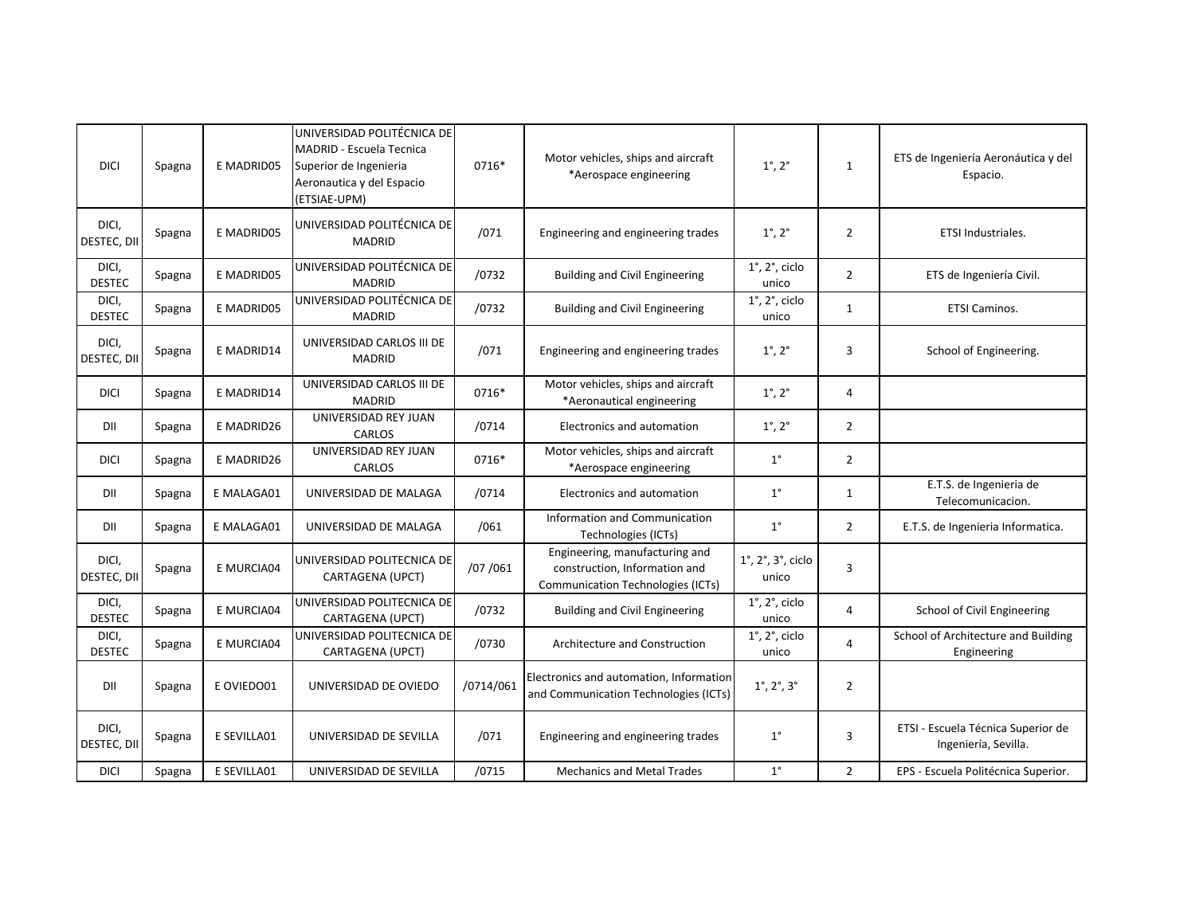| | | | | | | | | |
|---|---|---|---|---|---|---|---|---|
| DICI | Spagna | E MADRID05 | UNIVERSIDAD POLITÉCNICA DE MADRID - Escuela Tecnica Superior de Ingenieria Aeronautica y del Espacio (ETSIAE-UPM) | 0716* | Motor vehicles, ships and aircraft *Aerospace engineering | 1°, 2° | 1 | ETS de Ingeniería Aeronáutica y del Espacio. |
| DICI, DESTEC, DII | Spagna | E MADRID05 | UNIVERSIDAD POLITÉCNICA DE MADRID | /071 | Engineering and engineering trades | 1°, 2° | 2 | ETSI Industriales. |
| DICI, DESTEC | Spagna | E MADRID05 | UNIVERSIDAD POLITÉCNICA DE MADRID | /0732 | Building and Civil Engineering | 1°, 2°, ciclo unico | 2 | ETS de Ingeniería Civil. |
| DICI, DESTEC | Spagna | E MADRID05 | UNIVERSIDAD POLITÉCNICA DE MADRID | /0732 | Building and Civil Engineering | 1°, 2°, ciclo unico | 1 | ETSI Caminos. |
| DICI, DESTEC, DII | Spagna | E MADRID14 | UNIVERSIDAD CARLOS III DE MADRID | /071 | Engineering and engineering trades | 1°, 2° | 3 | School of Engineering. |
| DICI | Spagna | E MADRID14 | UNIVERSIDAD CARLOS III DE MADRID | 0716* | Motor vehicles, ships and aircraft *Aeronautical engineering | 1°, 2° | 4 | |
| DII | Spagna | E MADRID26 | UNIVERSIDAD REY JUAN CARLOS | /0714 | Electronics and automation | 1°, 2° | 2 | |
| DICI | Spagna | E MADRID26 | UNIVERSIDAD REY JUAN CARLOS | 0716* | Motor vehicles, ships and aircraft *Aerospace engineering | 1° | 2 | |
| DII | Spagna | E MALAGA01 | UNIVERSIDAD DE MALAGA | /0714 | Electronics and automation | 1° | 1 | E.T.S. de Ingenieria de Telecomunicacion. |
| DII | Spagna | E MALAGA01 | UNIVERSIDAD DE MALAGA | /061 | Information and Communication Technologies (ICTs) | 1° | 2 | E.T.S. de Ingenieria Informatica. |
| DICI, DESTEC, DII | Spagna | E MURCIA04 | UNIVERSIDAD POLITECNICA DE CARTAGENA (UPCT) | /07 /061 | Engineering, manufacturing and construction, Information and Communication Technologies (ICTs) | 1°, 2°, 3°, ciclo unico | 3 | |
| DICI, DESTEC | Spagna | E MURCIA04 | UNIVERSIDAD POLITECNICA DE CARTAGENA (UPCT) | /0732 | Building and Civil Engineering | 1°, 2°, ciclo unico | 4 | School of Civil Engineering |
| DICI, DESTEC | Spagna | E MURCIA04 | UNIVERSIDAD POLITECNICA DE CARTAGENA (UPCT) | /0730 | Architecture and Construction | 1°, 2°, ciclo unico | 4 | School of Architecture and Building Engineering |
| DII | Spagna | E OVIEDO01 | UNIVERSIDAD DE OVIEDO | /0714/061 | Electronics and automation, Information and Communication Technologies (ICTs) | 1°, 2°, 3° | 2 | |
| DICI, DESTEC, DII | Spagna | E SEVILLA01 | UNIVERSIDAD DE SEVILLA | /071 | Engineering and engineering trades | 1° | 3 | ETSI - Escuela Técnica Superior de Ingeniería, Sevilla. |
| DICI | Spagna | E SEVILLA01 | UNIVERSIDAD DE SEVILLA | /0715 | Mechanics and Metal Trades | 1° | 2 | EPS - Escuela Politécnica Superior. |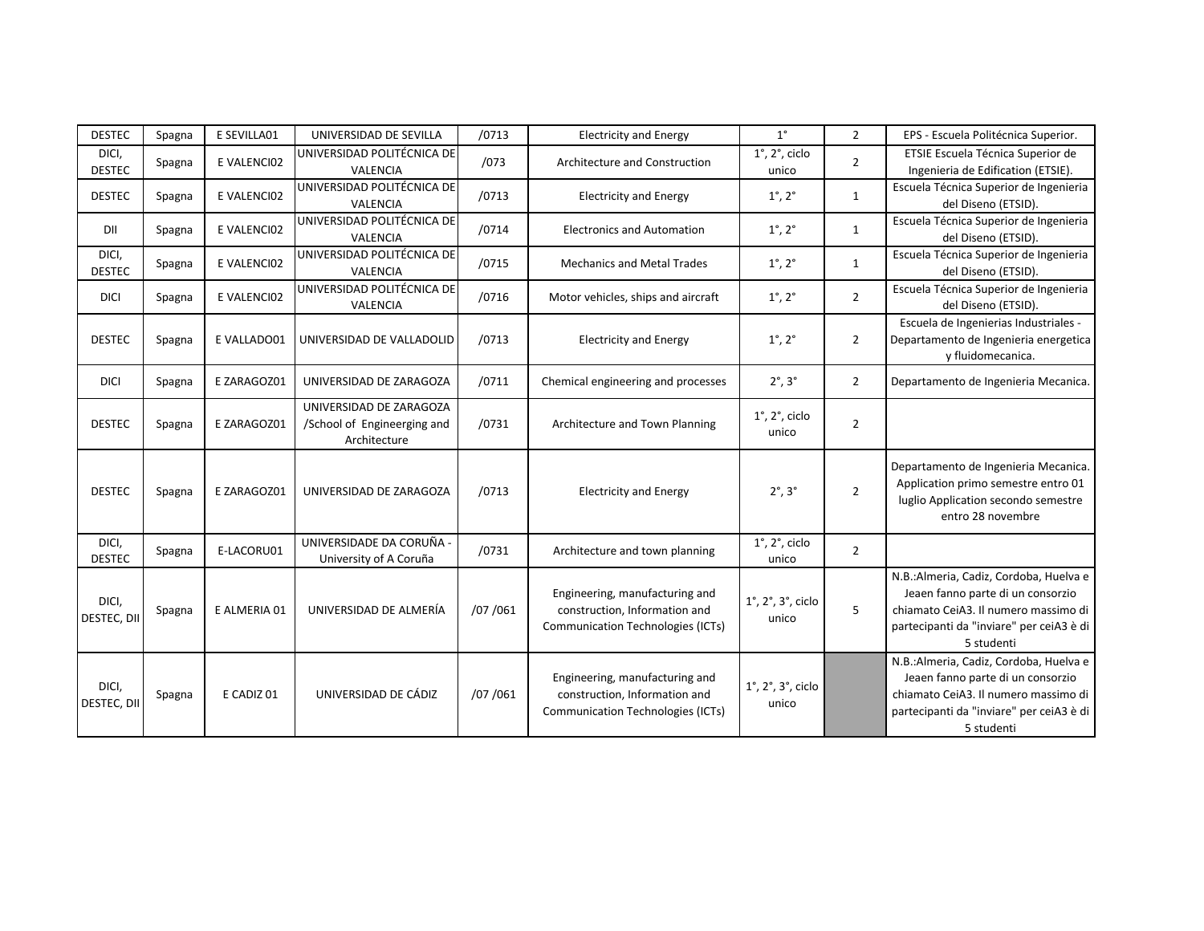| | | | | | | | | |
|---|---|---|---|---|---|---|---|---|
| DESTEC | Spagna | E SEVILLA01 | UNIVERSIDAD DE SEVILLA | /0713 | Electricity and Energy | 1° | 2 | EPS - Escuela Politécnica Superior. |
| DICI, DESTEC | Spagna | E VALENCI02 | UNIVERSIDAD POLITÉCNICA DE VALENCIA | /073 | Architecture and Construction | 1°, 2°, ciclo unico | 2 | ETSIE Escuela Técnica Superior de Ingenieria de Edification (ETSIE). |
| DESTEC | Spagna | E VALENCI02 | UNIVERSIDAD POLITÉCNICA DE VALENCIA | /0713 | Electricity and Energy | 1°, 2° | 1 | Escuela Técnica Superior de Ingenieria del Diseno (ETSID). |
| DII | Spagna | E VALENCI02 | UNIVERSIDAD POLITÉCNICA DE VALENCIA | /0714 | Electronics and Automation | 1°, 2° | 1 | Escuela Técnica Superior de Ingenieria del Diseno (ETSID). |
| DICI, DESTEC | Spagna | E VALENCI02 | UNIVERSIDAD POLITÉCNICA DE VALENCIA | /0715 | Mechanics and Metal Trades | 1°, 2° | 1 | Escuela Técnica Superior de Ingenieria del Diseno (ETSID). |
| DICI | Spagna | E VALENCI02 | UNIVERSIDAD POLITÉCNICA DE VALENCIA | /0716 | Motor vehicles, ships and aircraft | 1°, 2° | 2 | Escuela Técnica Superior de Ingenieria del Diseno (ETSID). |
| DESTEC | Spagna | E VALLADO01 | UNIVERSIDAD DE VALLADOLID | /0713 | Electricity and Energy | 1°, 2° | 2 | Escuela de Ingenierias Industriales - Departamento de Ingenieria energetica y fluidomecanica. |
| DICI | Spagna | E ZARAGOZ01 | UNIVERSIDAD DE ZARAGOZA | /0711 | Chemical engineering and processes | 2°, 3° | 2 | Departamento de Ingenieria Mecanica. |
| DESTEC | Spagna | E ZARAGOZ01 | UNIVERSIDAD DE ZARAGOZA /School of Engineerging and Architecture | /0731 | Architecture and Town Planning | 1°, 2°, ciclo unico | 2 | |
| DESTEC | Spagna | E ZARAGOZ01 | UNIVERSIDAD DE ZARAGOZA | /0713 | Electricity and Energy | 2°, 3° | 2 | Departamento de Ingenieria Mecanica. Application primo semestre entro 01 luglio Application secondo semestre entro 28 novembre |
| DICI, DESTEC | Spagna | E-LACORU01 | UNIVERSIDADE DA CORUÑA - University of A Coruña | /0731 | Architecture and town planning | 1°, 2°, ciclo unico | 2 | |
| DICI, DESTEC, DII | Spagna | E ALMERIA 01 | UNIVERSIDAD DE ALMERÍA | /07 /061 | Engineering, manufacturing and construction, Information and Communication Technologies (ICTs) | 1°, 2°, 3°, ciclo unico | 5 | N.B.:Almeria, Cadiz, Cordoba, Huelva e Jeaen fanno parte di un consorzio chiamato CeiA3. Il numero massimo di partecipanti da "inviare" per ceiA3 è di 5 studenti |
| DICI, DESTEC, DII | Spagna | E CADIZ 01 | UNIVERSIDAD DE CÁDIZ | /07 /061 | Engineering, manufacturing and construction, Information and Communication Technologies (ICTs) | 1°, 2°, 3°, ciclo unico | | N.B.:Almeria, Cadiz, Cordoba, Huelva e Jeaen fanno parte di un consorzio chiamato CeiA3. Il numero massimo di partecipanti da "inviare" per ceiA3 è di 5 studenti |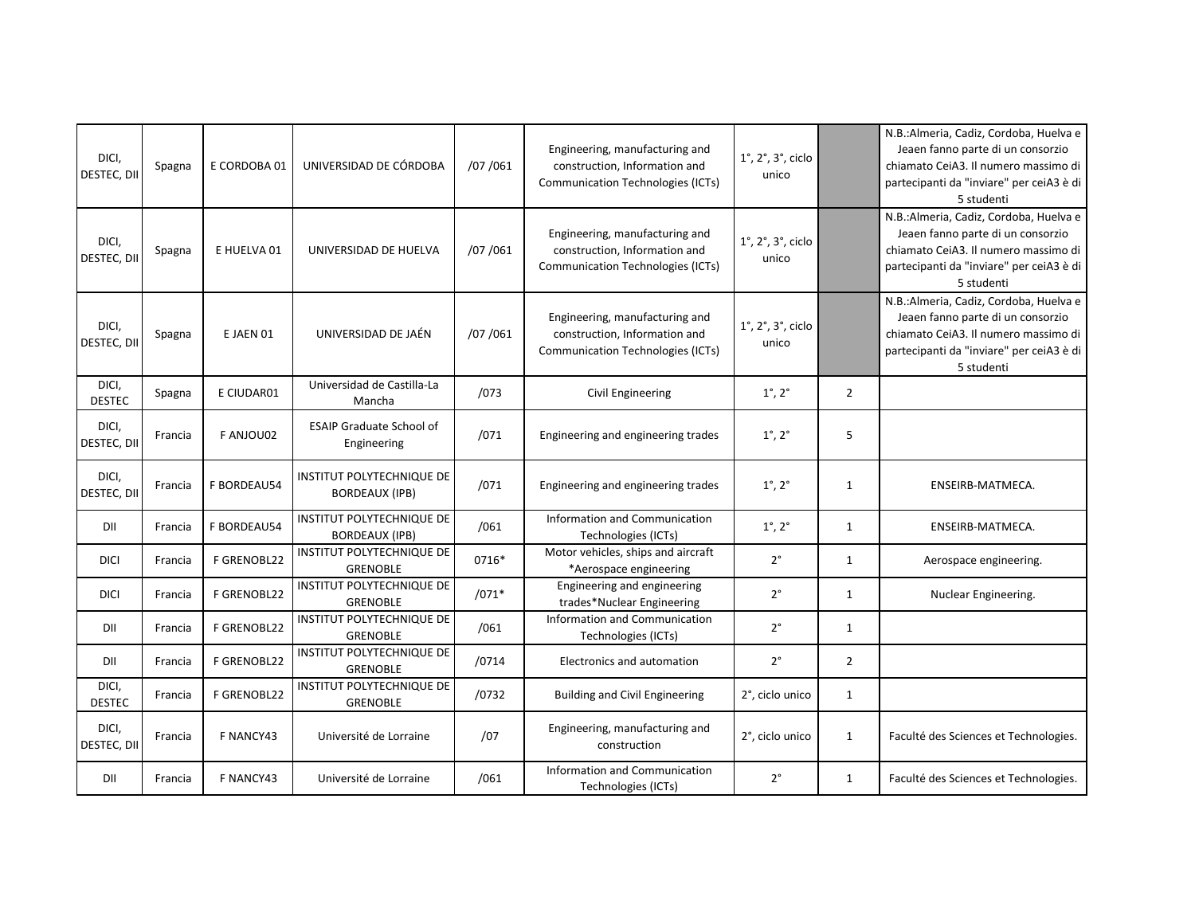| | | | | | | | | |
|---|---|---|---|---|---|---|---|---|
| DICI, DESTEC, DII | Spagna | E CORDOBA 01 | UNIVERSIDAD DE CÓRDOBA | /07 /061 | Engineering, manufacturing and construction, Information and Communication Technologies (ICTs) | 1°, 2°, 3°, ciclo unico | | N.B.:Almeria, Cadiz, Cordoba, Huelva e Jeaen fanno parte di un consorzio chiamato CeiA3. Il numero massimo di partecipanti da "inviare" per ceiA3 è di 5 studenti |
| DICI, DESTEC, DII | Spagna | E HUELVA 01 | UNIVERSIDAD DE HUELVA | /07 /061 | Engineering, manufacturing and construction, Information and Communication Technologies (ICTs) | 1°, 2°, 3°, ciclo unico | | N.B.:Almeria, Cadiz, Cordoba, Huelva e Jeaen fanno parte di un consorzio chiamato CeiA3. Il numero massimo di partecipanti da "inviare" per ceiA3 è di 5 studenti |
| DICI, DESTEC, DII | Spagna | E JAEN 01 | UNIVERSIDAD DE JAÉN | /07 /061 | Engineering, manufacturing and construction, Information and Communication Technologies (ICTs) | 1°, 2°, 3°, ciclo unico | | N.B.:Almeria, Cadiz, Cordoba, Huelva e Jeaen fanno parte di un consorzio chiamato CeiA3. Il numero massimo di partecipanti da "inviare" per ceiA3 è di 5 studenti |
| DICI, DESTEC | Spagna | E CIUDAR01 | Universidad de Castilla-La Mancha | /073 | Civil Engineering | 1°, 2° | 2 | |
| DICI, DESTEC, DII | Francia | F ANJOU02 | ESAIP Graduate School of Engineering | /071 | Engineering and engineering trades | 1°, 2° | 5 | |
| DICI, DESTEC, DII | Francia | F BORDEAU54 | INSTITUT POLYTECHNIQUE DE BORDEAUX (IPB) | /071 | Engineering and engineering trades | 1°, 2° | 1 | ENSEIRB-MATMECA. |
| DII | Francia | F BORDEAU54 | INSTITUT POLYTECHNIQUE DE BORDEAUX (IPB) | /061 | Information and Communication Technologies (ICTs) | 1°, 2° | 1 | ENSEIRB-MATMECA. |
| DICI | Francia | F GRENOBL22 | INSTITUT POLYTECHNIQUE DE GRENOBLE | 0716* | Motor vehicles, ships and aircraft *Aerospace engineering | 2° | 1 | Aerospace engineering. |
| DICI | Francia | F GRENOBL22 | INSTITUT POLYTECHNIQUE DE GRENOBLE | /071* | Engineering and engineering trades*Nuclear Engineering | 2° | 1 | Nuclear Engineering. |
| DII | Francia | F GRENOBL22 | INSTITUT POLYTECHNIQUE DE GRENOBLE | /061 | Information and Communication Technologies (ICTs) | 2° | 1 | |
| DII | Francia | F GRENOBL22 | INSTITUT POLYTECHNIQUE DE GRENOBLE | /0714 | Electronics and automation | 2° | 2 | |
| DICI, DESTEC | Francia | F GRENOBL22 | INSTITUT POLYTECHNIQUE DE GRENOBLE | /0732 | Building and Civil Engineering | 2°, ciclo unico | 1 | |
| DICI, DESTEC, DII | Francia | F NANCY43 | Université de Lorraine | /07 | Engineering, manufacturing and construction | 2°, ciclo unico | 1 | Faculté des Sciences et Technologies. |
| DII | Francia | F NANCY43 | Université de Lorraine | /061 | Information and Communication Technologies (ICTs) | 2° | 1 | Faculté des Sciences et Technologies. |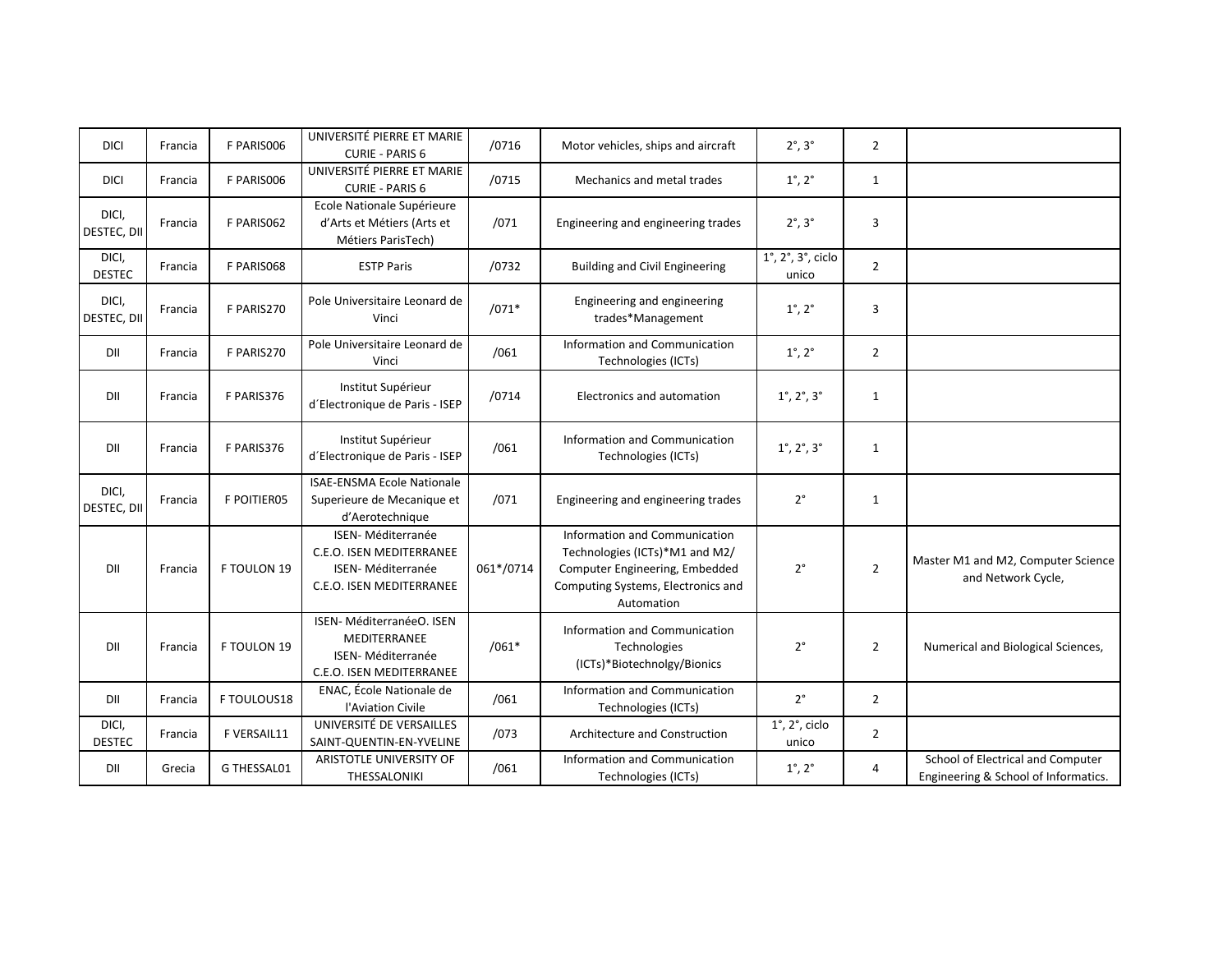| DICI | Francia | F PARIS006 | UNIVERSITÉ PIERRE ET MARIE CURIE - PARIS 6 | /0716 | Motor vehicles, ships and aircraft | 2°, 3° | 2 | |
|---|---|---|---|---|---|---|---|---|
| DICI | Francia | F PARIS006 | UNIVERSITÉ PIERRE ET MARIE CURIE - PARIS 6 | /0715 | Mechanics and metal trades | 1°, 2° | 1 | |
| DICI, DESTEC, DII | Francia | F PARIS062 | Ecole Nationale Supérieure d'Arts et Métiers (Arts et Métiers ParisTech) | /071 | Engineering and engineering trades | 2°, 3° | 3 | |
| DICI, DESTEC | Francia | F PARIS068 | ESTP Paris | /0732 | Building and Civil Engineering | 1°, 2°, 3°, ciclo unico | 2 | |
| DICI, DESTEC, DII | Francia | F PARIS270 | Pole Universitaire Leonard de Vinci | /071* | Engineering and engineering trades*Management | 1°, 2° | 3 | |
| DII | Francia | F PARIS270 | Pole Universitaire Leonard de Vinci | /061 | Information and Communication Technologies (ICTs) | 1°, 2° | 2 | |
| DII | Francia | F PARIS376 | Institut Supérieur d´Electronique de Paris - ISEP | /0714 | Electronics and automation | 1°, 2°, 3° | 1 | |
| DII | Francia | F PARIS376 | Institut Supérieur d´Electronique de Paris - ISEP | /061 | Information and Communication Technologies (ICTs) | 1°, 2°, 3° | 1 | |
| DICI, DESTEC, DII | Francia | F POITIER05 | ISAE-ENSMA Ecole Nationale Superieure de Mecanique et d'Aerotechnique | /071 | Engineering and engineering trades | 2° | 1 | |
| DII | Francia | F TOULON 19 | ISEN- Méditerranée C.E.O. ISEN MEDITERRANEE ISEN- Méditerranée C.E.O. ISEN MEDITERRANEE | 061*/0714 | Information and Communication Technologies (ICTs)*M1 and M2/ Computer Engineering, Embedded Computing Systems, Electronics and Automation | 2° | 2 | Master M1 and M2, Computer Science and Network Cycle, |
| DII | Francia | F TOULON 19 | ISEN- MéditerranéeO. ISEN MEDITERRANEE ISEN- Méditerranée C.E.O. ISEN MEDITERRANEE | /061* | Information and Communication Technologies (ICTs)*Biotechnolgy/Bionics | 2° | 2 | Numerical and Biological Sciences, |
| DII | Francia | F TOULOUS18 | ENAC, École Nationale de l'Aviation Civile | /061 | Information and Communication Technologies (ICTs) | 2° | 2 | |
| DICI, DESTEC | Francia | F VERSAIL11 | UNIVERSITÉ DE VERSAILLES SAINT-QUENTIN-EN-YVELINE | /073 | Architecture and Construction | 1°, 2°, ciclo unico | 2 | |
| DII | Grecia | G THESSAL01 | ARISTOTLE UNIVERSITY OF THESSALONIKI | /061 | Information and Communication Technologies (ICTs) | 1°, 2° | 4 | School of Electrical and Computer Engineering & School of Informatics. |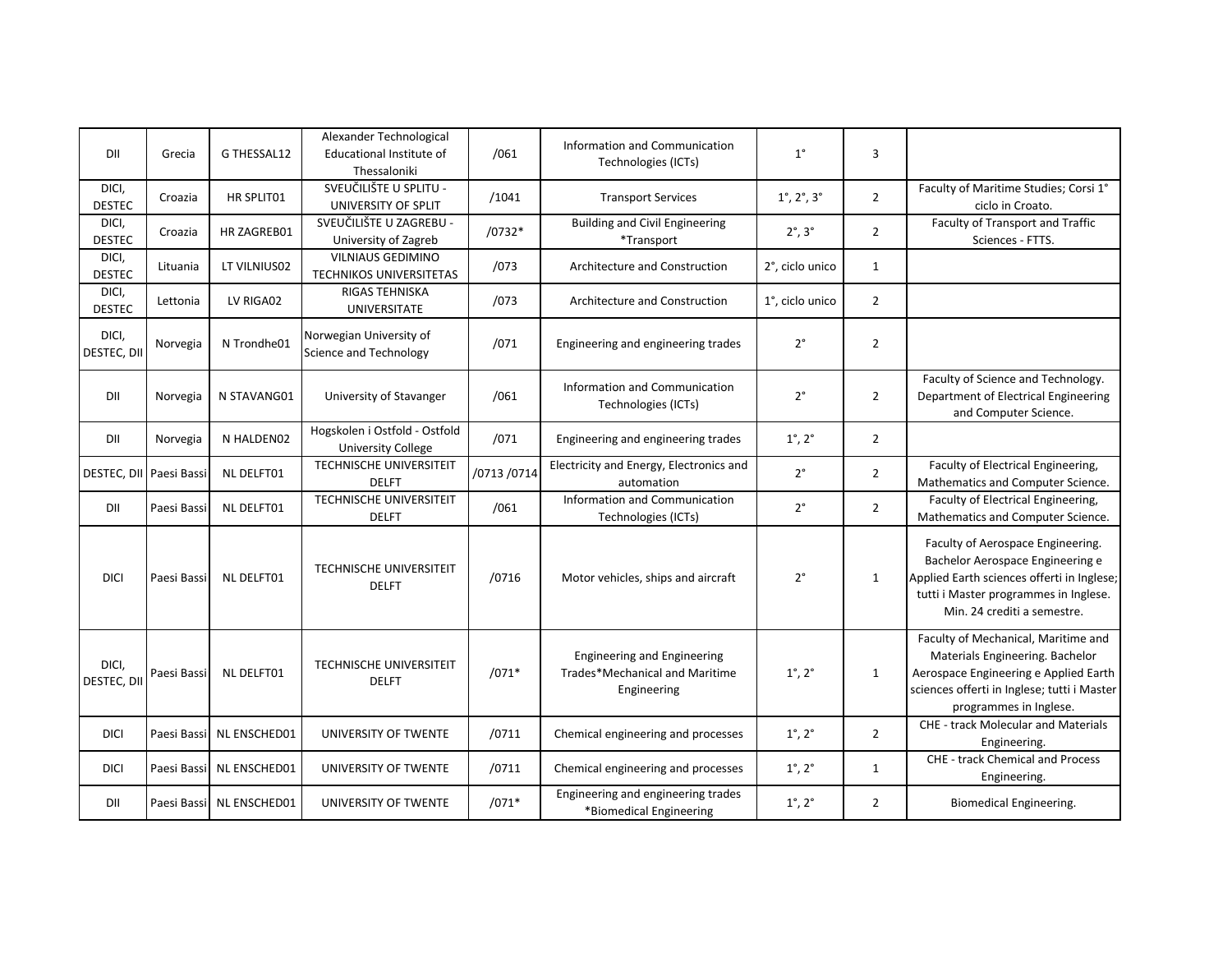| | | | | | | | | |
|---|---|---|---|---|---|---|---|---|
| DII | Grecia | G THESSAL12 | Alexander Technological Educational Institute of Thessaloniki | /061 | Information and Communication Technologies (ICTs) | 1° | 3 | |
| DICI, DESTEC | Croazia | HR SPLIT01 | SVEUČILIŠTE U SPLITU - UNIVERSITY OF SPLIT | /1041 | Transport Services | 1°, 2°, 3° | 2 | Faculty of Maritime Studies; Corsi 1° ciclo in Croato. |
| DICI, DESTEC | Croazia | HR ZAGREB01 | SVEUČILIŠTE U ZAGREBU - University of Zagreb | /0732* | Building and Civil Engineering *Transport | 2°, 3° | 2 | Faculty of Transport and Traffic Sciences - FTTS. |
| DICI, DESTEC | Lituania | LT VILNIUS02 | VILNIAUS GEDIMINO TECHNIKOS UNIVERSITETAS | /073 | Architecture and Construction | 2°, ciclo unico | 1 | |
| DICI, DESTEC | Lettonia | LV RIGA02 | RIGAS TEHNISKA UNIVERSITATE | /073 | Architecture and Construction | 1°, ciclo unico | 2 | |
| DICI, DESTEC, DII | Norvegia | N Trondhe01 | Norwegian University of Science and Technology | /071 | Engineering and engineering trades | 2° | 2 | |
| DII | Norvegia | N STAVANG01 | University of Stavanger | /061 | Information and Communication Technologies (ICTs) | 2° | 2 | Faculty of Science and Technology. Department of Electrical Engineering and Computer Science. |
| DII | Norvegia | N HALDEN02 | Hogskolen i Ostfold - Ostfold University College | /071 | Engineering and engineering trades | 1°, 2° | 2 | |
| DESTEC, DII | Paesi Bassi | NL DELFT01 | TECHNISCHE UNIVERSITEIT DELFT | /0713 /0714 | Electricity and Energy, Electronics and automation | 2° | 2 | Faculty of Electrical Engineering, Mathematics and Computer Science. |
| DII | Paesi Bassi | NL DELFT01 | TECHNISCHE UNIVERSITEIT DELFT | /061 | Information and Communication Technologies (ICTs) | 2° | 2 | Faculty of Electrical Engineering, Mathematics and Computer Science. |
| DICI | Paesi Bassi | NL DELFT01 | TECHNISCHE UNIVERSITEIT DELFT | /0716 | Motor vehicles, ships and aircraft | 2° | 1 | Faculty of Aerospace Engineering. Bachelor Aerospace Engineering e Applied Earth sciences offerti in Inglese; tutti i Master programmes in Inglese. Min. 24 crediti a semestre. |
| DICI, DESTEC, DII | Paesi Bassi | NL DELFT01 | TECHNISCHE UNIVERSITEIT DELFT | /071* | Engineering and Engineering Trades*Mechanical and Maritime Engineering | 1°, 2° | 1 | Faculty of Mechanical, Maritime and Materials Engineering. Bachelor Aerospace Engineering e Applied Earth sciences offerti in Inglese; tutti i Master programmes in Inglese. |
| DICI | Paesi Bassi | NL ENSCHED01 | UNIVERSITY OF TWENTE | /0711 | Chemical engineering and processes | 1°, 2° | 2 | CHE - track Molecular and Materials Engineering. |
| DICI | Paesi Bassi | NL ENSCHED01 | UNIVERSITY OF TWENTE | /0711 | Chemical engineering and processes | 1°, 2° | 1 | CHE - track Chemical and Process Engineering. |
| DII | Paesi Bassi | NL ENSCHED01 | UNIVERSITY OF TWENTE | /071* | Engineering and engineering trades *Biomedical Engineering | 1°, 2° | 2 | Biomedical Engineering. |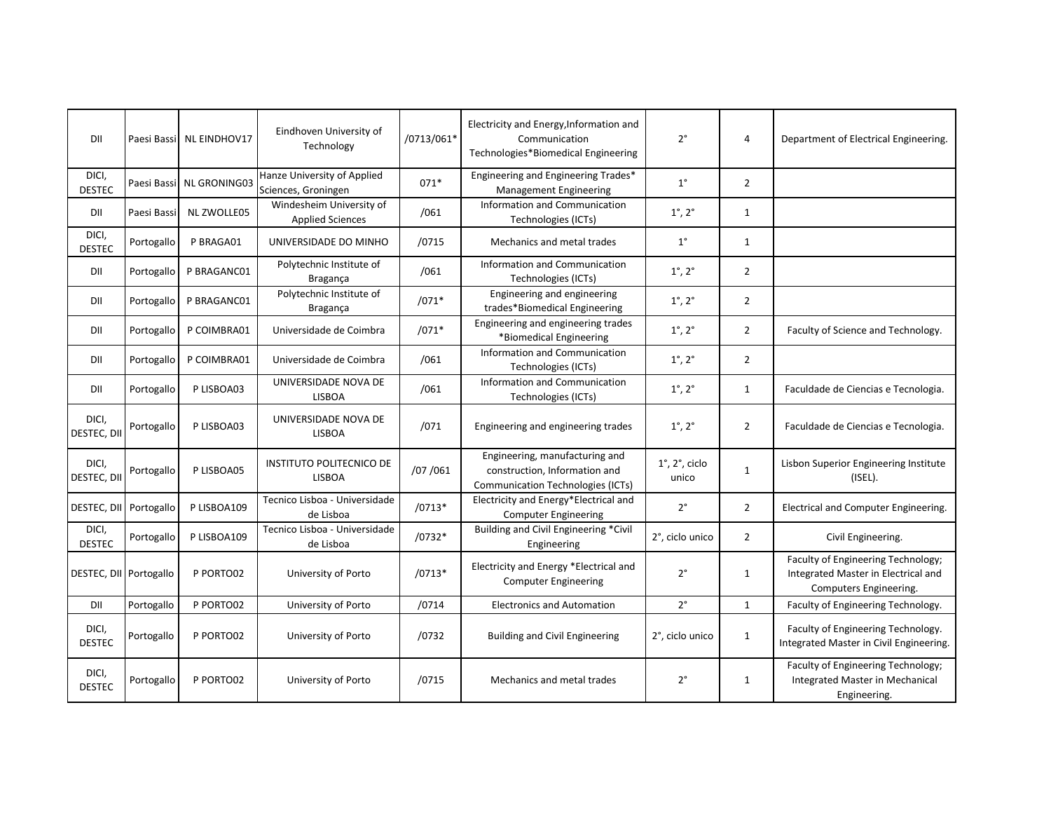| | | | | | | | | |
|---|---|---|---|---|---|---|---|---|
| DII | Paesi Bassi | NL EINDHOV17 | Eindhoven University of Technology | /0713/061* | Electricity and Energy,Information and Communication Technologies*Biomedical Engineering | 2° | 4 | Department of Electrical Engineering. |
| DICI, DESTEC | Paesi Bassi | NL GRONING03 | Hanze University of Applied Sciences, Groningen | 071* | Engineering and Engineering Trades* Management Engineering | 1° | 2 | |
| DII | Paesi Bassi | NL ZWOLLE05 | Windesheim University of Applied Sciences | /061 | Information and Communication Technologies (ICTs) | 1°, 2° | 1 | |
| DICI, DESTEC | Portogallo | P BRAGA01 | UNIVERSIDADE DO MINHO | /0715 | Mechanics and metal trades | 1° | 1 | |
| DII | Portogallo | P BRAGANC01 | Polytechnic Institute of Bragança | /061 | Information and Communication Technologies (ICTs) | 1°, 2° | 2 | |
| DII | Portogallo | P BRAGANC01 | Polytechnic Institute of Bragança | /071* | Engineering and engineering trades*Biomedical Engineering | 1°, 2° | 2 | |
| DII | Portogallo | P COIMBRA01 | Universidade de Coimbra | /071* | Engineering and engineering trades *Biomedical Engineering | 1°, 2° | 2 | Faculty of Science and Technology. |
| DII | Portogallo | P COIMBRA01 | Universidade de Coimbra | /061 | Information and Communication Technologies (ICTs) | 1°, 2° | 2 | |
| DII | Portogallo | P LISBOA03 | UNIVERSIDADE NOVA DE LISBOA | /061 | Information and Communication Technologies (ICTs) | 1°, 2° | 1 | Faculdade de Ciencias e Tecnologia. |
| DICI, DESTEC, DII | Portogallo | P LISBOA03 | UNIVERSIDADE NOVA DE LISBOA | /071 | Engineering and engineering trades | 1°, 2° | 2 | Faculdade de Ciencias e Tecnologia. |
| DICI, DESTEC, DII | Portogallo | P LISBOA05 | INSTITUTO POLITECNICO DE LISBOA | /07 /061 | Engineering, manufacturing and construction, Information and Communication Technologies (ICTs) | 1°, 2°, ciclo unico | 1 | Lisbon Superior Engineering Institute (ISEL). |
| DESTEC, DII | Portogallo | P LISBOA109 | Tecnico Lisboa - Universidade de Lisboa | /0713* | Electricity and Energy*Electrical and Computer Engineering | 2° | 2 | Electrical and Computer Engineering. |
| DICI, DESTEC | Portogallo | P LISBOA109 | Tecnico Lisboa - Universidade de Lisboa | /0732* | Building and Civil Engineering *Civil Engineering | 2°, ciclo unico | 2 | Civil Engineering. |
| DESTEC, DII | Portogallo | P PORTO02 | University of Porto | /0713* | Electricity and Energy *Electrical and Computer Engineering | 2° | 1 | Faculty of Engineering Technology; Integrated Master in Electrical and Computers Engineering. |
| DII | Portogallo | P PORTO02 | University of Porto | /0714 | Electronics and Automation | 2° | 1 | Faculty of Engineering Technology. |
| DICI, DESTEC | Portogallo | P PORTO02 | University of Porto | /0732 | Building and Civil Engineering | 2°, ciclo unico | 1 | Faculty of Engineering Technology. Integrated Master in Civil Engineering. |
| DICI, DESTEC | Portogallo | P PORTO02 | University of Porto | /0715 | Mechanics and metal trades | 2° | 1 | Faculty of Engineering Technology; Integrated Master in Mechanical Engineering. |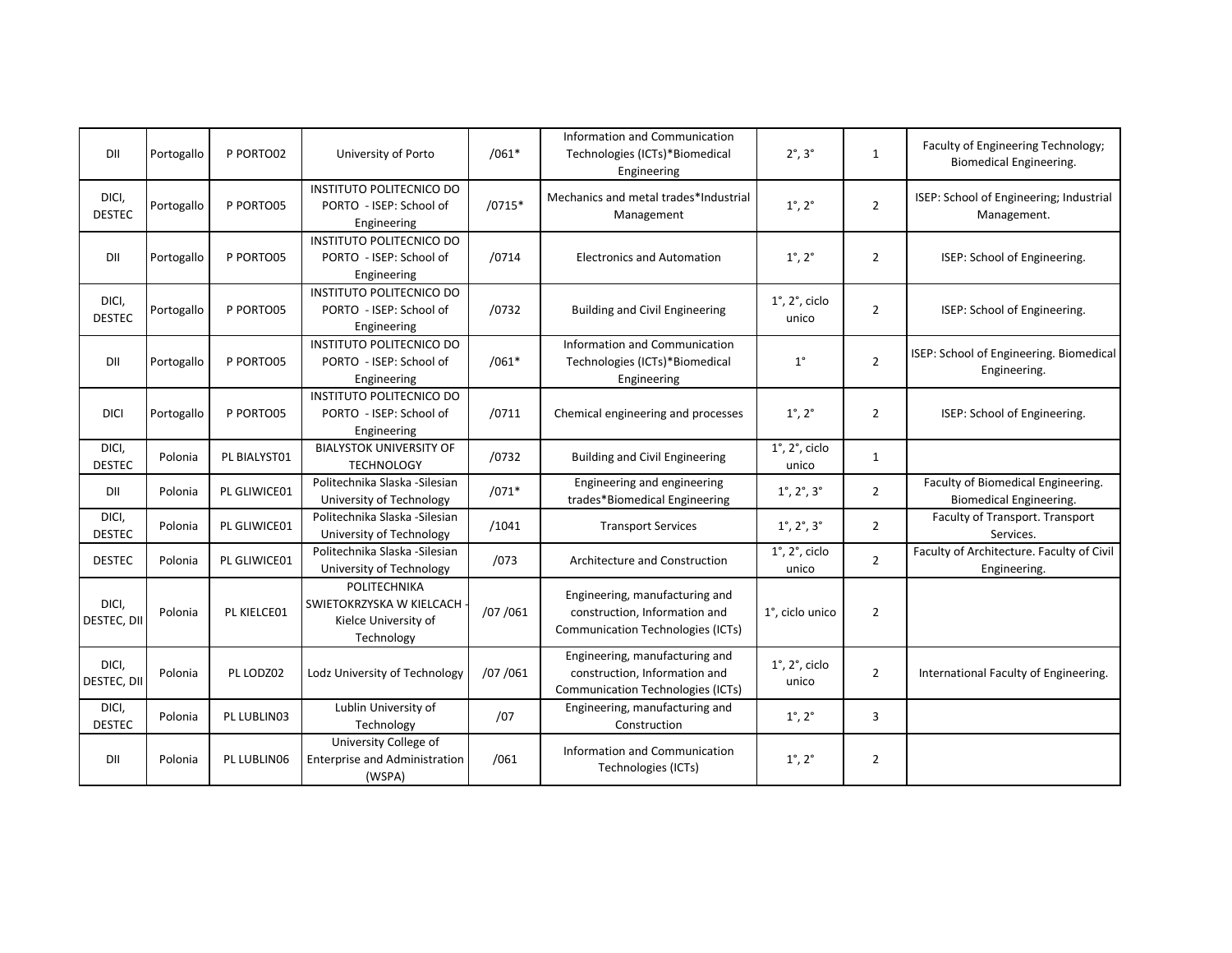| | | | | | | | | |
|---|---|---|---|---|---|---|---|---|
| DII | Portogallo | P PORTO02 | University of Porto | /061* | Information and Communication Technologies (ICTs)*Biomedical Engineering | 2°, 3° | 1 | Faculty of Engineering Technology; Biomedical Engineering. |
| DICI, DESTEC | Portogallo | P PORTO05 | INSTITUTO POLITECNICO DO PORTO - ISEP: School of Engineering | /0715* | Mechanics and metal trades*Industrial Management | 1°, 2° | 2 | ISEP: School of Engineering; Industrial Management. |
| DII | Portogallo | P PORTO05 | INSTITUTO POLITECNICO DO PORTO - ISEP: School of Engineering | /0714 | Electronics and Automation | 1°, 2° | 2 | ISEP: School of Engineering. |
| DICI, DESTEC | Portogallo | P PORTO05 | INSTITUTO POLITECNICO DO PORTO - ISEP: School of Engineering | /0732 | Building and Civil Engineering | 1°, 2°, ciclo unico | 2 | ISEP: School of Engineering. |
| DII | Portogallo | P PORTO05 | INSTITUTO POLITECNICO DO PORTO - ISEP: School of Engineering | /061* | Information and Communication Technologies (ICTs)*Biomedical Engineering | 1° | 2 | ISEP: School of Engineering. Biomedical Engineering. |
| DICI | Portogallo | P PORTO05 | INSTITUTO POLITECNICO DO PORTO - ISEP: School of Engineering | /0711 | Chemical engineering and processes | 1°, 2° | 2 | ISEP: School of Engineering. |
| DICI, DESTEC | Polonia | PL BIALYST01 | BIALYSTOK UNIVERSITY OF TECHNOLOGY | /0732 | Building and Civil Engineering | 1°, 2°, ciclo unico | 1 | |
| DII | Polonia | PL GLIWICE01 | Politechnika Slaska -Silesian University of Technology | /071* | Engineering and engineering trades*Biomedical Engineering | 1°, 2°, 3° | 2 | Faculty of Biomedical Engineering. Biomedical Engineering. |
| DICI, DESTEC | Polonia | PL GLIWICE01 | Politechnika Slaska -Silesian University of Technology | /1041 | Transport Services | 1°, 2°, 3° | 2 | Faculty of Transport. Transport Services. |
| DESTEC | Polonia | PL GLIWICE01 | Politechnika Slaska -Silesian University of Technology | /073 | Architecture and Construction | 1°, 2°, ciclo unico | 2 | Faculty of Architecture. Faculty of Civil Engineering. |
| DICI, DESTEC, DII | Polonia | PL KIELCE01 | POLITECHNIKA SWIETOKRZYSKA W KIELCACH - Kielce University of Technology | /07 /061 | Engineering, manufacturing and construction, Information and Communication Technologies (ICTs) | 1°, ciclo unico | 2 | |
| DICI, DESTEC, DII | Polonia | PL LODZ02 | Lodz University of Technology | /07 /061 | Engineering, manufacturing and construction, Information and Communication Technologies (ICTs) | 1°, 2°, ciclo unico | 2 | International Faculty of Engineering. |
| DICI, DESTEC | Polonia | PL LUBLIN03 | Lublin University of Technology | /07 | Engineering, manufacturing and Construction | 1°, 2° | 3 | |
| DII | Polonia | PL LUBLIN06 | University College of Enterprise and Administration (WSPA) | /061 | Information and Communication Technologies (ICTs) | 1°, 2° | 2 | |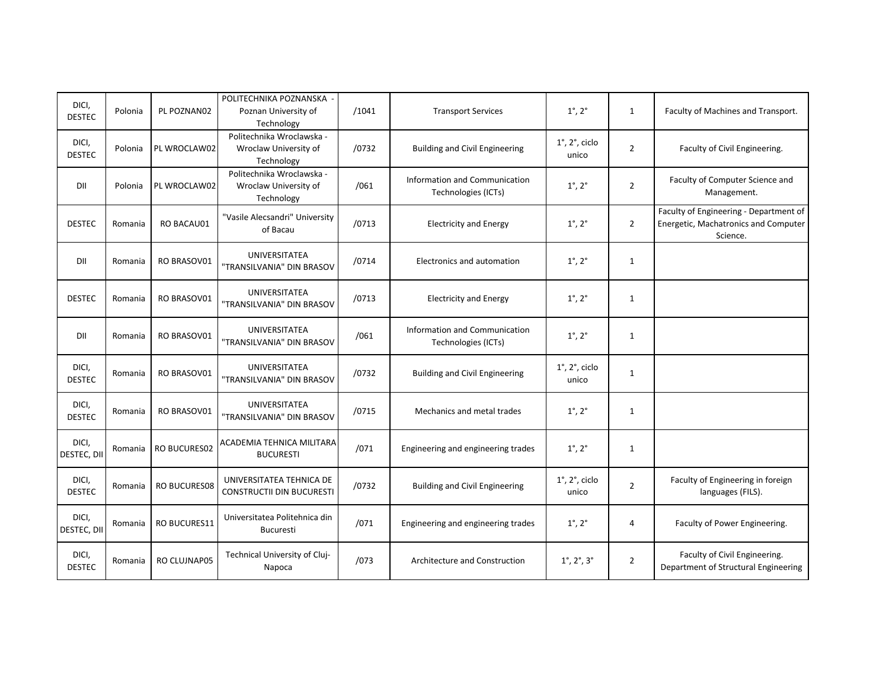| DICI, DESTEC | Polonia | PL POZNAN02 | POLITECHNIKA POZNANSKA - Poznan University of Technology | /1041 | Transport Services | 1°, 2° | 1 | Faculty of Machines and Transport. |
|---|---|---|---|---|---|---|---|---|
| DICI, DESTEC | Polonia | PL WROCLAW02 | Politechnika Wroclawska - Wroclaw University of Technology | /0732 | Building and Civil Engineering | 1°, 2°, ciclo unico | 2 | Faculty of Civil Engineering. |
| DII | Polonia | PL WROCLAW02 | Politechnika Wroclawska - Wroclaw University of Technology | /061 | Information and Communication Technologies (ICTs) | 1°, 2° | 2 | Faculty of Computer Science and Management. |
| DESTEC | Romania | RO BACAU01 | "Vasile Alecsandri" University of Bacau | /0713 | Electricity and Energy | 1°, 2° | 2 | Faculty of Engineering - Department of Energetic, Machatronics and Computer Science. |
| DII | Romania | RO BRASOV01 | UNIVERSITATEA "TRANSILVANIA" DIN BRASOV | /0714 | Electronics and automation | 1°, 2° | 1 | |
| DESTEC | Romania | RO BRASOV01 | UNIVERSITATEA "TRANSILVANIA" DIN BRASOV | /0713 | Electricity and Energy | 1°, 2° | 1 | |
| DII | Romania | RO BRASOV01 | UNIVERSITATEA "TRANSILVANIA" DIN BRASOV | /061 | Information and Communication Technologies (ICTs) | 1°, 2° | 1 | |
| DICI, DESTEC | Romania | RO BRASOV01 | UNIVERSITATEA "TRANSILVANIA" DIN BRASOV | /0732 | Building and Civil Engineering | 1°, 2°, ciclo unico | 1 | |
| DICI, DESTEC | Romania | RO BRASOV01 | UNIVERSITATEA "TRANSILVANIA" DIN BRASOV | /0715 | Mechanics and metal trades | 1°, 2° | 1 | |
| DICI, DESTEC, DII | Romania | RO BUCURES02 | ACADEMIA TEHNICA MILITARA BUCURESTI | /071 | Engineering and engineering trades | 1°, 2° | 1 | |
| DICI, DESTEC | Romania | RO BUCURES08 | UNIVERSITATEA TEHNICA DE CONSTRUCTII DIN BUCURESTI | /0732 | Building and Civil Engineering | 1°, 2°, ciclo unico | 2 | Faculty of Engineering in foreign languages (FILS). |
| DICI, DESTEC, DII | Romania | RO BUCURES11 | Universitatea Politehnica din Bucuresti | /071 | Engineering and engineering trades | 1°, 2° | 4 | Faculty of Power Engineering. |
| DICI, DESTEC | Romania | RO CLUJNAP05 | Technical University of Cluj-Napoca | /073 | Architecture and Construction | 1°, 2°, 3° | 2 | Faculty of Civil Engineering. Department of Structural Engineering |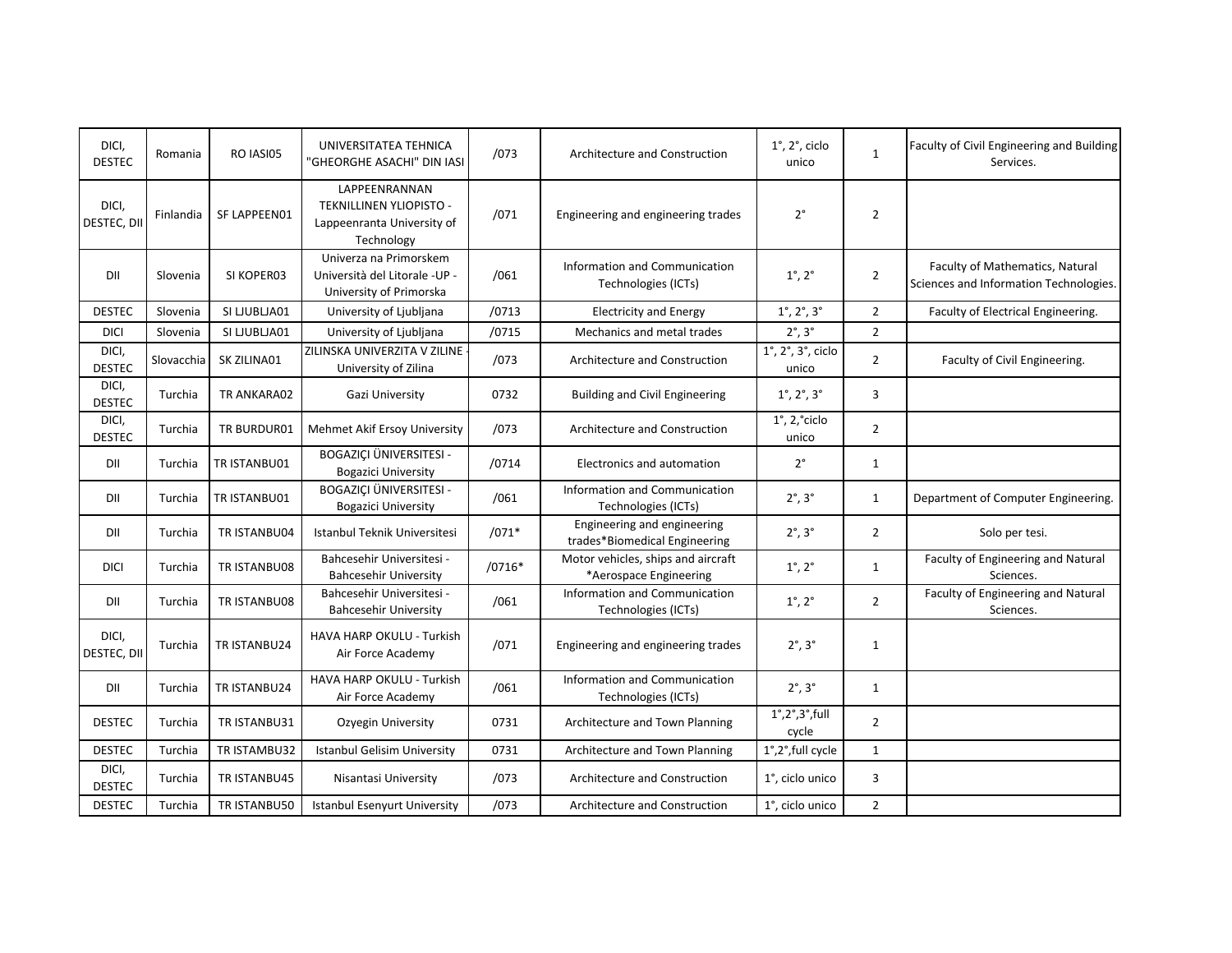| | | | | | | | | |
|---|---|---|---|---|---|---|---|---|
| DICI, DESTEC | Romania | RO IASI05 | UNIVERSITATEA TEHNICA "GHEORGHE ASACHI" DIN IASI | /073 | Architecture and Construction | 1°, 2°, ciclo unico | 1 | Faculty of Civil Engineering and Building Services. |
| DICI, DESTEC, DII | Finlandia | SF LAPPEEN01 | LAPPEENRANNAN TEKNILLINEN YLIOPISTO - Lappeenranta University of Technology | /071 | Engineering and engineering trades | 2° | 2 | |
| DII | Slovenia | SI KOPER03 | Univerza na Primorskem Università del Litorale -UP - University of Primorska | /061 | Information and Communication Technologies (ICTs) | 1°, 2° | 2 | Faculty of Mathematics, Natural Sciences and Information Technologies. |
| DESTEC | Slovenia | SI LJUBLJA01 | University of Ljubljana | /0713 | Electricity and Energy | 1°, 2°, 3° | 2 | Faculty of Electrical Engineering. |
| DICI | Slovenia | SI LJUBLJA01 | University of Ljubljana | /0715 | Mechanics and metal trades | 2°, 3° | 2 | |
| DICI, DESTEC | Slovacchia | SK ZILINA01 | ZILINSKA UNIVERZITA V ZILINE - University of Zilina | /073 | Architecture and Construction | 1°, 2°, 3°, ciclo unico | 2 | Faculty of Civil Engineering. |
| DICI, DESTEC | Turchia | TR ANKARA02 | Gazi University | 0732 | Building and Civil Engineering | 1°, 2°, 3° | 3 | |
| DICI, DESTEC | Turchia | TR BURDUR01 | Mehmet Akif Ersoy University | /073 | Architecture and Construction | 1°, 2,°ciclo unico | 2 | |
| DII | Turchia | TR ISTANBU01 | BOGAZIÇI ÜNIVERSITESI - Bogazici University | /0714 | Electronics and automation | 2° | 1 | |
| DII | Turchia | TR ISTANBU01 | BOGAZIÇI ÜNIVERSITESI - Bogazici University | /061 | Information and Communication Technologies (ICTs) | 2°, 3° | 1 | Department of Computer Engineering. |
| DII | Turchia | TR ISTANBU04 | Istanbul Teknik Universitesi | /071* | Engineering and engineering trades*Biomedical Engineering | 2°, 3° | 2 | Solo per tesi. |
| DICI | Turchia | TR ISTANBU08 | Bahcesehir Universitesi - Bahcesehir University | /0716* | Motor vehicles, ships and aircraft *Aerospace Engineering | 1°, 2° | 1 | Faculty of Engineering and Natural Sciences. |
| DII | Turchia | TR ISTANBU08 | Bahcesehir Universitesi - Bahcesehir University | /061 | Information and Communication Technologies (ICTs) | 1°, 2° | 2 | Faculty of Engineering and Natural Sciences. |
| DICI, DESTEC, DII | Turchia | TR ISTANBU24 | HAVA HARP OKULU - Turkish Air Force Academy | /071 | Engineering and engineering trades | 2°, 3° | 1 | |
| DII | Turchia | TR ISTANBU24 | HAVA HARP OKULU - Turkish Air Force Academy | /061 | Information and Communication Technologies (ICTs) | 2°, 3° | 1 | |
| DESTEC | Turchia | TR ISTANBU31 | Ozyegin University | 0731 | Architecture and Town Planning | 1°,2°,3°,full cycle | 2 | |
| DESTEC | Turchia | TR ISTAMBU32 | Istanbul Gelisim University | 0731 | Architecture and Town Planning | 1°,2°,full cycle | 1 | |
| DICI, DESTEC | Turchia | TR ISTANBU45 | Nisantasi University | /073 | Architecture and Construction | 1°, ciclo unico | 3 | |
| DESTEC | Turchia | TR ISTANBU50 | Istanbul Esenyurt University | /073 | Architecture and Construction | 1°, ciclo unico | 2 | |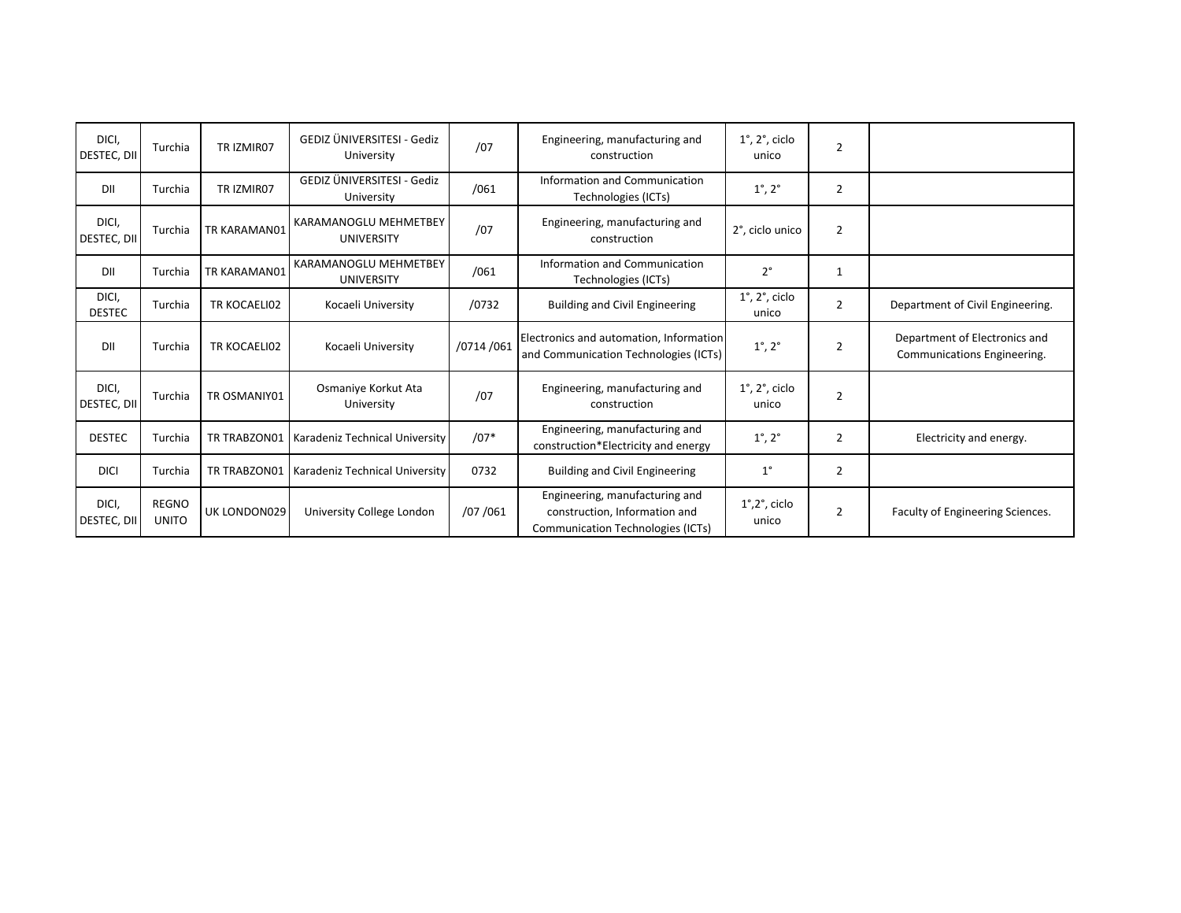| | | | | | | | | |
|---|---|---|---|---|---|---|---|---|
| DICI, DESTEC, DII | Turchia | TR IZMIR07 | GEDIZ ÜNIVERSITESI - Gediz University | /07 | Engineering, manufacturing and construction | 1°, 2°, ciclo unico | 2 | |
| DII | Turchia | TR IZMIR07 | GEDIZ ÜNIVERSITESI - Gediz University | /061 | Information and Communication Technologies (ICTs) | 1°, 2° | 2 | |
| DICI, DESTEC, DII | Turchia | TR KARAMAN01 | KARAMANOGLU MEHMETBEY UNIVERSITY | /07 | Engineering, manufacturing and construction | 2°, ciclo unico | 2 | |
| DII | Turchia | TR KARAMAN01 | KARAMANOGLU MEHMETBEY UNIVERSITY | /061 | Information and Communication Technologies (ICTs) | 2° | 1 | |
| DICI, DESTEC | Turchia | TR KOCAELI02 | Kocaeli University | /0732 | Building and Civil Engineering | 1°, 2°, ciclo unico | 2 | Department of Civil Engineering. |
| DII | Turchia | TR KOCAELI02 | Kocaeli University | /0714 /061 | Electronics and automation, Information and Communication Technologies (ICTs) | 1°, 2° | 2 | Department of Electronics and Communications Engineering. |
| DICI, DESTEC, DII | Turchia | TR OSMANIY01 | Osmaniye Korkut Ata University | /07 | Engineering, manufacturing and construction | 1°, 2°, ciclo unico | 2 | |
| DESTEC | Turchia | TR TRABZON01 | Karadeniz Technical University | /07* | Engineering, manufacturing and construction*Electricity and energy | 1°, 2° | 2 | Electricity and energy. |
| DICI | Turchia | TR TRABZON01 | Karadeniz Technical University | 0732 | Building and Civil Engineering | 1° | 2 | |
| DICI, DESTEC, DII | REGNO UNITO | UK LONDON029 | University College London | /07 /061 | Engineering, manufacturing and construction, Information and Communication Technologies (ICTs) | 1°,2°, ciclo unico | 2 | Faculty of Engineering Sciences. |